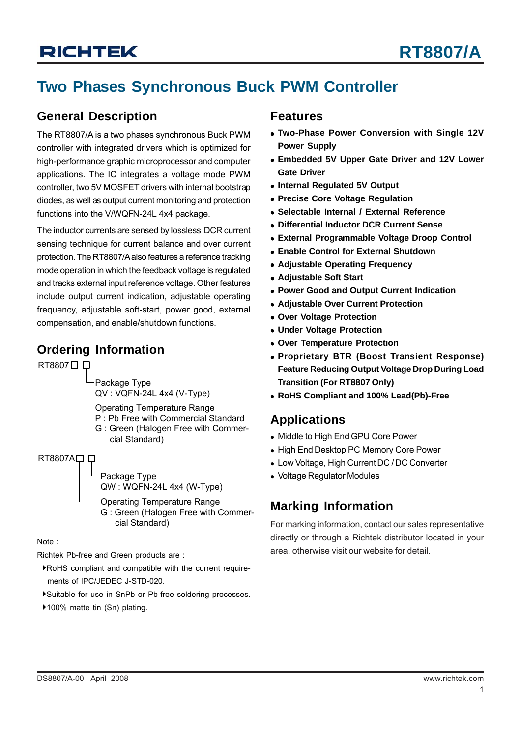# RT8807/A

## Two Phases Synchronous Buck PWM Controller

### General Description

The RT8807/A is a two phases synchronous Buck PWM controller with integrated drivers which is optimized for high-performance graphic microprocessor and computer applications. The IC integrates a voltage mode PWM controller, two 5V MOSFET drivers with internal bootstrap diodes, as well as output current monitoring and protection functions into the V/WQFN-24L 4x4 package.

The inductor currents are sensed by lossless DCR current sensing technique for current balance and over current protection. The RT8807/A also features a reference tracking mode operation in which the feedback voltage is regulated and tracks external input reference voltage. Other features include output current indication, adjustable operating frequency, adjustable soft-start, power good, external compensation, and enable/shutdown functions.

### Ordering Information

```
RT8807□ □
        └─Package Type
          QV : VQFN-24L 4x4 (V-Type)
       └──Operating Temperature Range
          P : Pb Free with Commercial Standard
          G : Green (Halogen Free with Commer-
              cial Standard)

RT8807A□ □
         └─Package Type
           QW : WQFN-24L 4x4 (W-Type)
        └──Operating Temperature Range
           G : Green (Halogen Free with Commer-
               cial Standard)
```

Note :

Richtek Pb-free and Green products are :

- RoHS compliant and compatible with the current requirements of IPC/JEDEC J-STD-020.
- Suitable for use in SnPb or Pb-free soldering processes.
- 100% matte tin (Sn) plating.

### Features

- **Two-Phase Power Conversion with Single 12V Power Supply**
- **Embedded 5V Upper Gate Driver and 12V Lower Gate Driver**
- **Internal Regulated 5V Output**
- **Precise Core Voltage Regulation**
- **Selectable Internal / External Reference**
- **Differential Inductor DCR Current Sense**
- **External Programmable Voltage Droop Control**
- **Enable Control for External Shutdown**
- **Adjustable Operating Frequency**
- **Adjustable Soft Start**
- **Power Good and Output Current Indication**
- **Adjustable Over Current Protection**
- **Over Voltage Protection**
- **Under Voltage Protection**
- **Over Temperature Protection**
- **Proprietary BTR (Boost Transient Response) Feature Reducing Output Voltage Drop During Load Transition (For RT8807 Only)**
- **RoHS Compliant and 100% Lead(Pb)-Free**

### Applications

- Middle to High End GPU Core Power
- High End Desktop PC Memory Core Power
- Low Voltage, High Current DC / DC Converter
- Voltage Regulator Modules

### Marking Information

For marking information, contact our sales representative directly or through a Richtek distributor located in your area, otherwise visit our website for detail.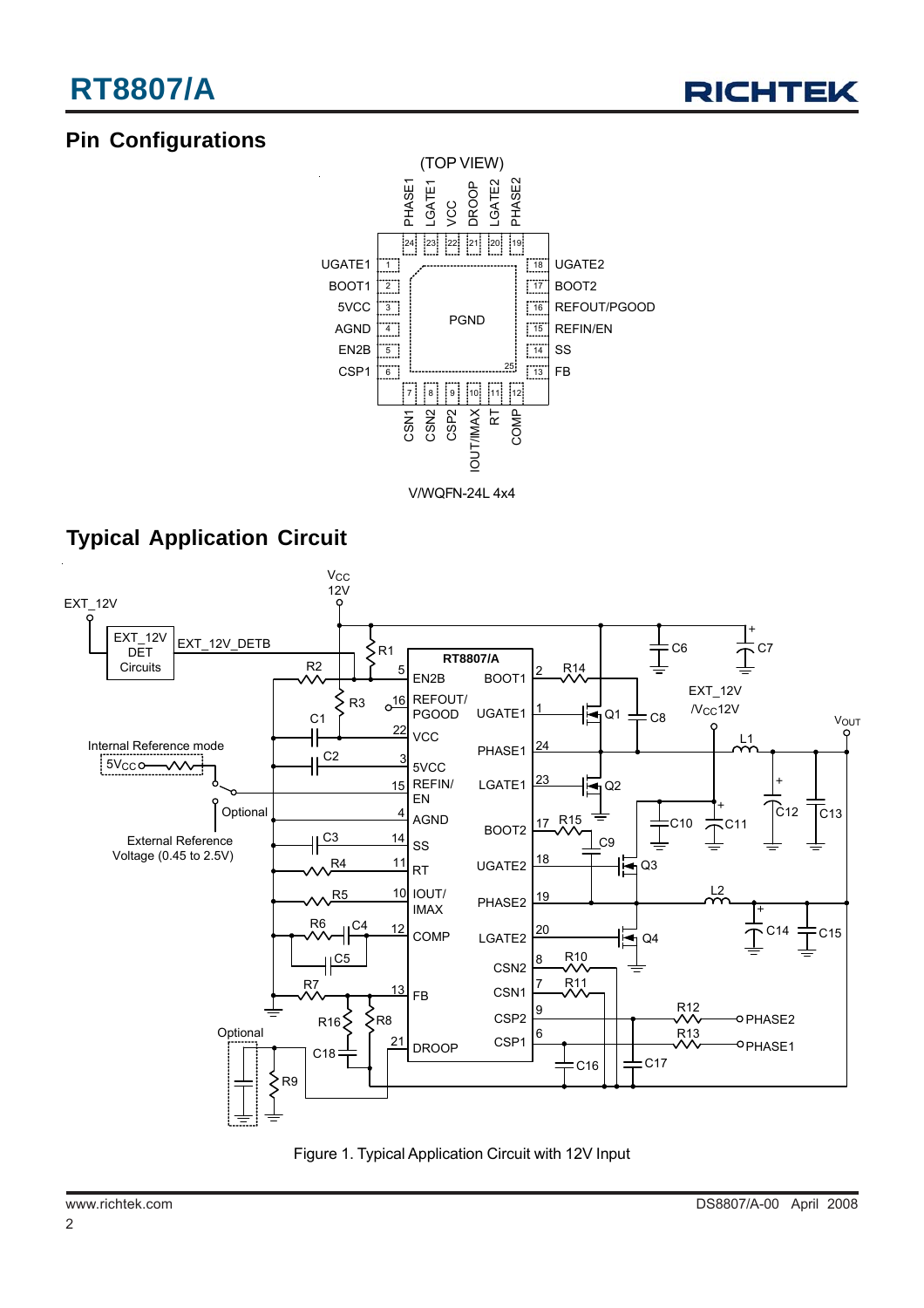## Pin Configurations

(TOP VIEW)

| Pin | Name | Pin | Name |
|---|---|---|---|
| 1 | UGATE1 | 13 | FB |
| 2 | BOOT1 | 14 | SS |
| 3 | 5VCC | 15 | REFIN/EN |
| 4 | AGND | 16 | REFOUT/PGOOD |
| 5 | EN2B | 17 | BOOT2 |
| 6 | CSP1 | 18 | UGATE2 |
| 7 | CSN1 | 19 | PHASE2 |
| 8 | CSN2 | 20 | LGATE2 |
| 9 | CSP2 | 21 | DROOP |
| 10 | IOUT/IMAX | 22 | VCC |
| 11 | RT | 23 | LGATE1 |
| 12 | COMP | 24 | PHASE1 |
| 25 | PGND | | |

V/WQFN-24L 4x4

## Typical Application Circuit

Figure 1. Typical Application Circuit with 12V Input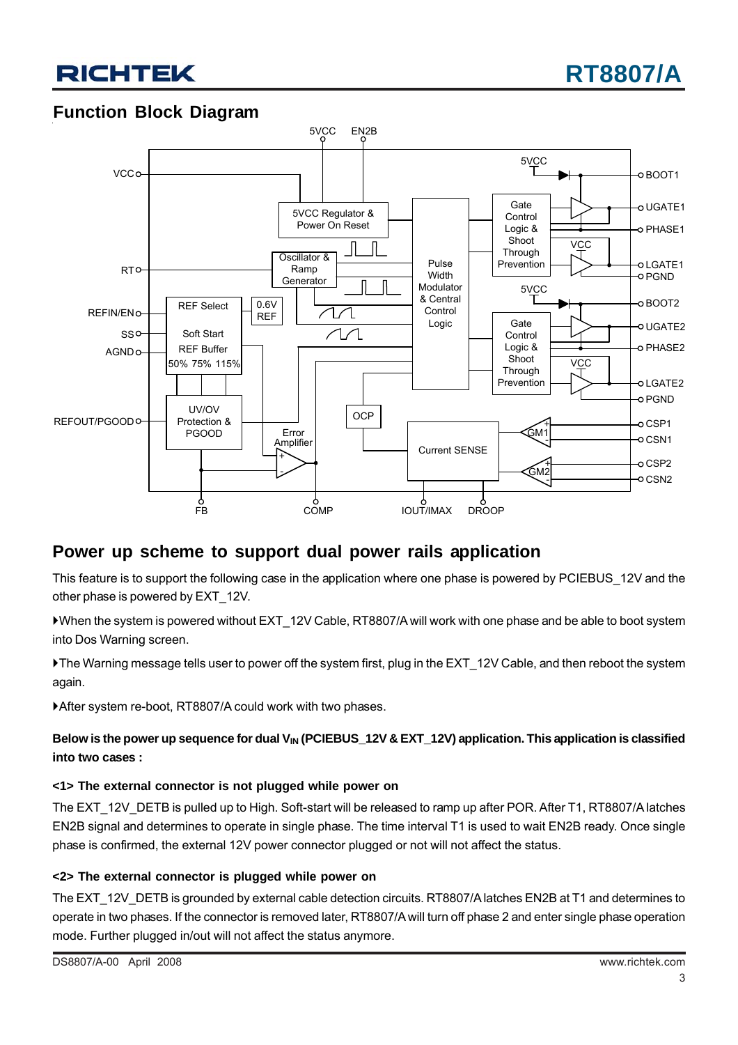## Function Block Diagram

## Power up scheme to support dual power rails application

This feature is to support the following case in the application where one phase is powered by PCIEBUS_12V and the other phase is powered by EXT_12V.

- When the system is powered without EXT_12V Cable, RT8807/A will work with one phase and be able to boot system into Dos Warning screen.
- The Warning message tells user to power off the system first, plug in the EXT_12V Cable, and then reboot the system again.
- After system re-boot, RT8807/A could work with two phases.

**Below is the power up sequence for dual $V_{IN}$ (PCIEBUS_12V & EXT_12V) application. This application is classified into two cases :**

**<1> The external connector is not plugged while power on**

The EXT_12V_DETB is pulled up to High. Soft-start will be released to ramp up after POR. After T1, RT8807/A latches EN2B signal and determines to operate in single phase. The time interval T1 is used to wait EN2B ready. Once single phase is confirmed, the external 12V power connector plugged or not will not affect the status.

**<2> The external connector is plugged while power on**

The EXT_12V_DETB is grounded by external cable detection circuits. RT8807/A latches EN2B at T1 and determines to operate in two phases. If the connector is removed later, RT8807/A will turn off phase 2 and enter single phase operation mode. Further plugged in/out will not affect the status anymore.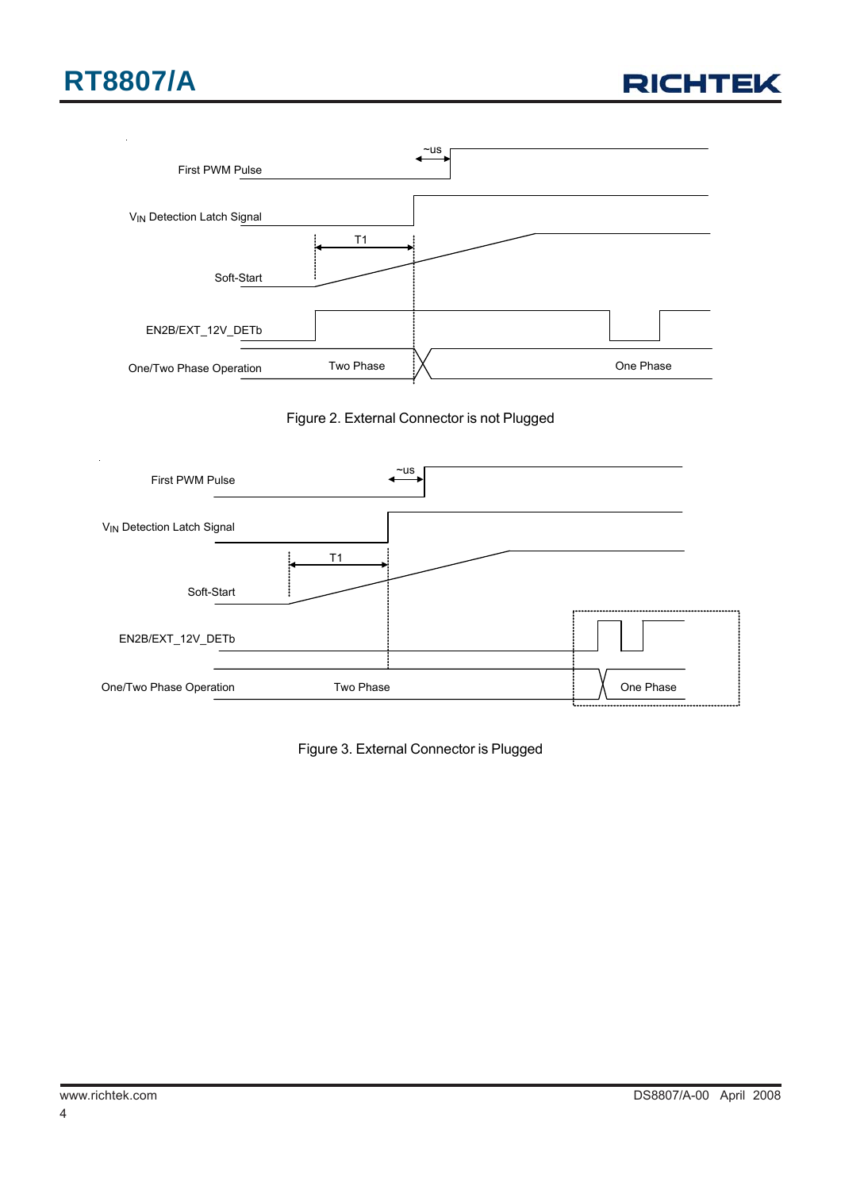First PWM Pulse

~us

$V_{IN}$ Detection Latch Signal

T1

Soft-Start

EN2B/EXT_12V_DETb

One/Two Phase Operation

Two Phase

One Phase

Figure 2. External Connector is not Plugged

First PWM Pulse

~us

$V_{IN}$ Detection Latch Signal

T1

Soft-Start

EN2B/EXT_12V_DETb

One/Two Phase Operation

Two Phase

One Phase

Figure 3. External Connector is Plugged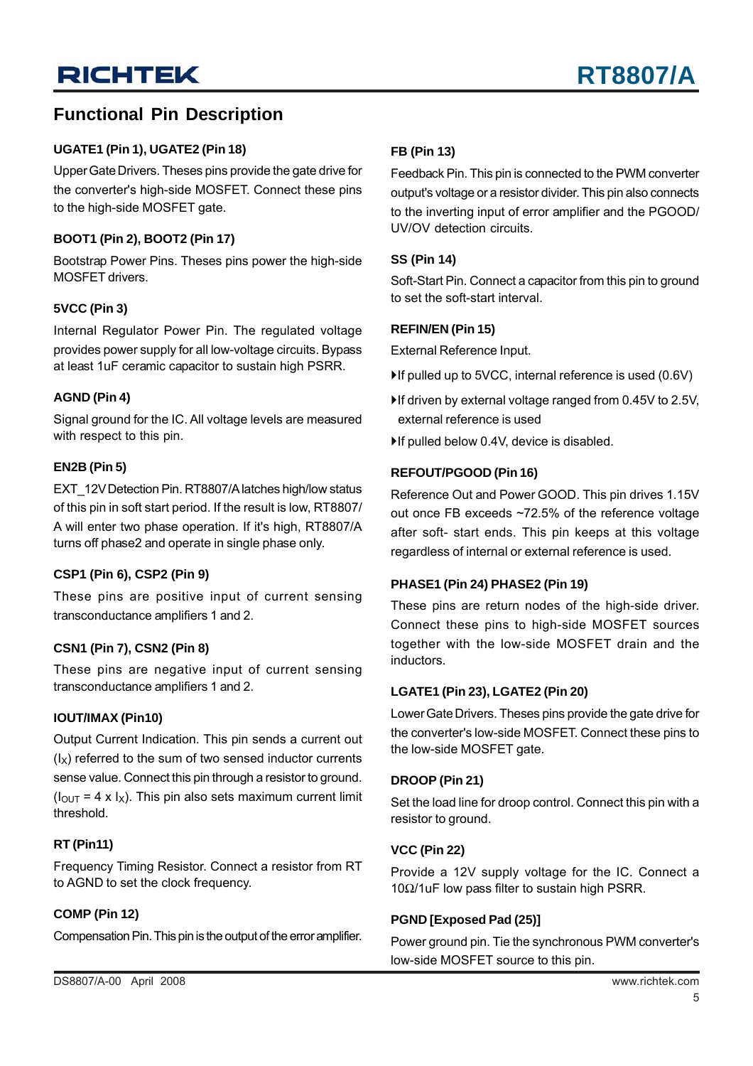## Functional Pin Description

### UGATE1 (Pin 1), UGATE2 (Pin 18)

Upper Gate Drivers. Theses pins provide the gate drive for the converter's high-side MOSFET. Connect these pins to the high-side MOSFET gate.

### BOOT1 (Pin 2), BOOT2 (Pin 17)

Bootstrap Power Pins. Theses pins power the high-side MOSFET drivers.

### 5VCC (Pin 3)

Internal Regulator Power Pin. The regulated voltage provides power supply for all low-voltage circuits. Bypass at least 1uF ceramic capacitor to sustain high PSRR.

### AGND (Pin 4)

Signal ground for the IC. All voltage levels are measured with respect to this pin.

### EN2B (Pin 5)

EXT_12V Detection Pin. RT8807/A latches high/low status of this pin in soft start period. If the result is low, RT8807/A will enter two phase operation. If it's high, RT8807/A turns off phase2 and operate in single phase only.

### CSP1 (Pin 6), CSP2 (Pin 9)

These pins are positive input of current sensing transconductance amplifiers 1 and 2.

### CSN1 (Pin 7), CSN2 (Pin 8)

These pins are negative input of current sensing transconductance amplifiers 1 and 2.

### IOUT/IMAX (Pin10)

Output Current Indication. This pin sends a current out ($I_X$) referred to the sum of two sensed inductor currents sense value. Connect this pin through a resistor to ground. ($I_{OUT}$ = 4 x $I_X$). This pin also sets maximum current limit threshold.

### RT (Pin11)

Frequency Timing Resistor. Connect a resistor from RT to AGND to set the clock frequency.

### COMP (Pin 12)

Compensation Pin. This pin is the output of the error amplifier.

### FB (Pin 13)

Feedback Pin. This pin is connected to the PWM converter output's voltage or a resistor divider. This pin also connects to the inverting input of error amplifier and the PGOOD/UV/OV detection circuits.

### SS (Pin 14)

Soft-Start Pin. Connect a capacitor from this pin to ground to set the soft-start interval.

### REFIN/EN (Pin 15)

External Reference Input.

- If pulled up to 5VCC, internal reference is used (0.6V)
- If driven by external voltage ranged from 0.45V to 2.5V, external reference is used
- If pulled below 0.4V, device is disabled.

### REFOUT/PGOOD (Pin 16)

Reference Out and Power GOOD. This pin drives 1.15V out once FB exceeds ~72.5% of the reference voltage after soft- start ends. This pin keeps at this voltage regardless of internal or external reference is used.

### PHASE1 (Pin 24) PHASE2 (Pin 19)

These pins are return nodes of the high-side driver. Connect these pins to high-side MOSFET sources together with the low-side MOSFET drain and the inductors.

### LGATE1 (Pin 23), LGATE2 (Pin 20)

Lower Gate Drivers. Theses pins provide the gate drive for the converter's low-side MOSFET. Connect these pins to the low-side MOSFET gate.

### DROOP (Pin 21)

Set the load line for droop control. Connect this pin with a resistor to ground.

### VCC (Pin 22)

Provide a 12V supply voltage for the IC. Connect a 10Ω/1uF low pass filter to sustain high PSRR.

### PGND [Exposed Pad (25)]

Power ground pin. Tie the synchronous PWM converter's low-side MOSFET source to this pin.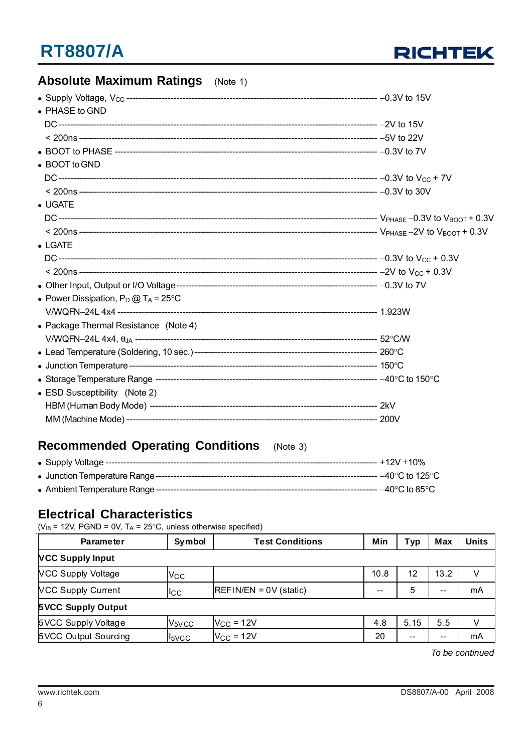## Absolute Maximum Ratings (Note 1)

- Supply Voltage, $V_{CC}$ ---------- −0.3V to 15V
- PHASE to GND
  - DC ---------- −2V to 15V
  - < 200ns ---------- −5V to 22V
- BOOT to PHASE ---------- −0.3V to 7V
- BOOT to GND
  - DC ---------- −0.3V to $V_{CC}$ + 7V
  - < 200ns ---------- −0.3V to 30V
- UGATE
  - DC ---------- $V_{PHASE}$ −0.3V to $V_{BOOT}$ + 0.3V
  - < 200ns ---------- $V_{PHASE}$ −2V to $V_{BOOT}$ + 0.3V
- LGATE
  - DC ---------- −0.3V to $V_{CC}$ + 0.3V
  - < 200ns ---------- −2V to $V_{CC}$ + 0.3V
- Other Input, Output or I/O Voltage ---------- −0.3V to 7V
- Power Dissipation, $P_D$ @ $T_A$ = 25°C
  - V/WQFN−24L 4x4 ---------- 1.923W
- Package Thermal Resistance (Note 4)
  - V/WQFN−24L 4x4, $\theta_{JA}$ ---------- 52°C/W
- Lead Temperature (Soldering, 10 sec.) ---------- 260°C
- Junction Temperature ---------- 150°C
- Storage Temperature Range ---------- −40°C to 150°C
- ESD Susceptibility (Note 2)
  - HBM (Human Body Mode) ---------- 2kV
  - MM (Machine Mode) ---------- 200V

## Recommended Operating Conditions (Note 3)

- Supply Voltage ---------- +12V ±10%
- Junction Temperature Range ---------- −40°C to 125°C
- Ambient Temperature Range ---------- −40°C to 85°C

## Electrical Characteristics

($V_{IN}$ = 12V, PGND = 0V, $T_A$ = 25°C, unless otherwise specified)

| Parameter | Symbol | Test Conditions | Min | Typ | Max | Units |
|---|---|---|---|---|---|---|
| **VCC Supply Input** | | | | | | |
| VCC Supply Voltage | $V_{CC}$ | | 10.8 | 12 | 13.2 | V |
| VCC Supply Current | $I_{CC}$ | REFIN/EN = 0V (static) | -- | 5 | -- | mA |
| **5VCC Supply Output** | | | | | | |
| 5VCC Supply Voltage | $V_{5VCC}$ | $V_{CC}$ = 12V | 4.8 | 5.15 | 5.5 | V |
| 5VCC Output Sourcing | $I_{5VCC}$ | $V_{CC}$ = 12V | 20 | -- | -- | mA |

*To be continued*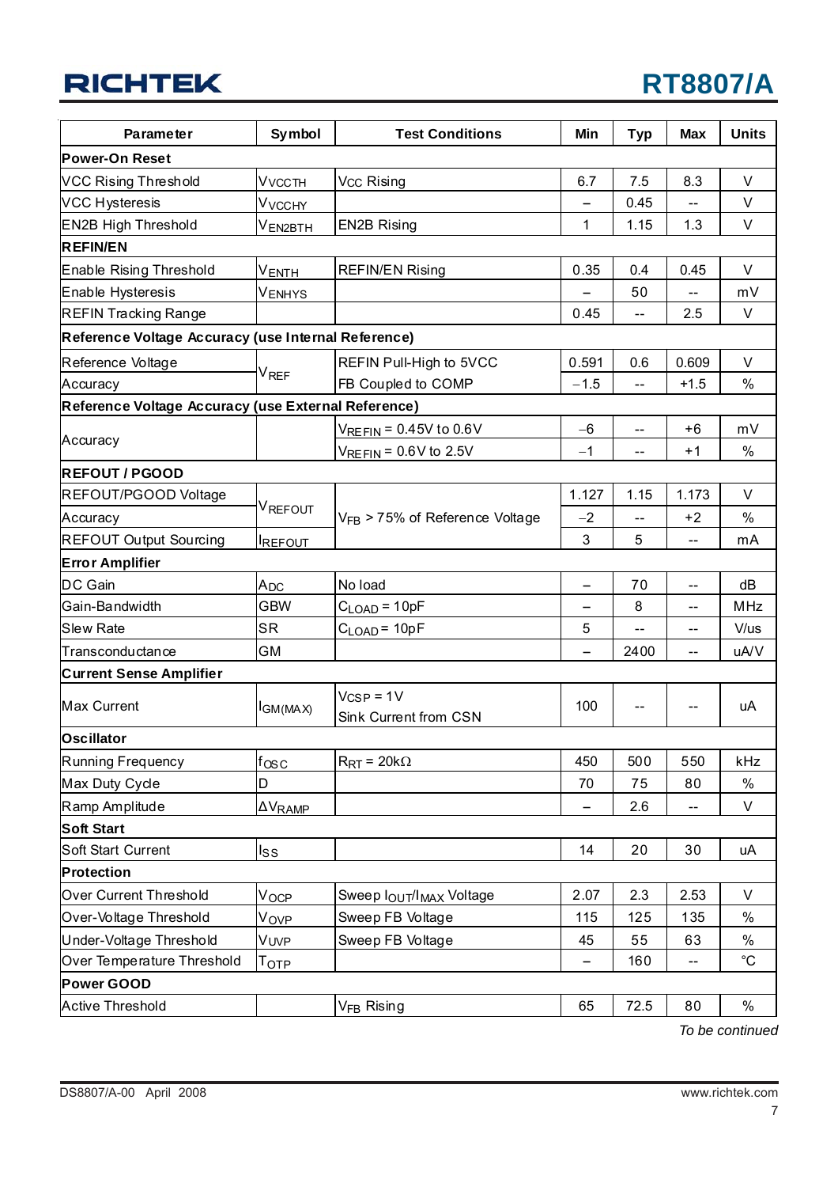| Parameter | Symbol | Test Conditions | Min | Typ | Max | Units |
|---|---|---|---|---|---|---|
| **Power-On Reset** | | | | | | |
| VCC Rising Threshold | $V_{VCCTH}$ | $V_{CC}$ Rising | 6.7 | 7.5 | 8.3 | V |
| VCC Hysteresis | $V_{VCCHY}$ | | – | 0.45 | -- | V |
| EN2B High Threshold | $V_{EN2BTH}$ | EN2B Rising | 1 | 1.15 | 1.3 | V |
| **REFIN/EN** | | | | | | |
| Enable Rising Threshold | $V_{ENTH}$ | REFIN/EN Rising | 0.35 | 0.4 | 0.45 | V |
| Enable Hysteresis | $V_{ENHYS}$ | | – | 50 | -- | mV |
| REFIN Tracking Range | | | 0.45 | -- | 2.5 | V |
| **Reference Voltage Accuracy (use Internal Reference)** | | | | | | |
| Reference Voltage | $V_{REF}$ | REFIN Pull-High to 5VCC | 0.591 | 0.6 | 0.609 | V |
| Accuracy | | FB Coupled to COMP | −1.5 | -- | +1.5 | % |
| **Reference Voltage Accuracy (use External Reference)** | | | | | | |
| Accuracy | | $V_{REFIN}$ = 0.45V to 0.6V | −6 | -- | +6 | mV |
| | | $V_{REFIN}$ = 0.6V to 2.5V | −1 | -- | +1 | % |
| **REFOUT / PGOOD** | | | | | | |
| REFOUT/PGOOD Voltage | $V_{REFOUT}$ | $V_{FB}$ > 75% of Reference Voltage | 1.127 | 1.15 | 1.173 | V |
| Accuracy | | | −2 | -- | +2 | % |
| REFOUT Output Sourcing | $I_{REFOUT}$ | | 3 | 5 | -- | mA |
| **Error Amplifier** | | | | | | |
| DC Gain | $A_{DC}$ | No load | – | 70 | -- | dB |
| Gain-Bandwidth | GBW | $C_{LOAD}$ = 10pF | – | 8 | -- | MHz |
| Slew Rate | SR | $C_{LOAD}$ = 10pF | 5 | -- | -- | V/us |
| Transconductance | GM | | – | 2400 | -- | uA/V |
| **Current Sense Amplifier** | | | | | | |
| Max Current | $I_{GM(MAX)}$ | $V_{CSP}$ = 1V<br>Sink Current from CSN | 100 | -- | -- | uA |
| **Oscillator** | | | | | | |
| Running Frequency | $f_{OSC}$ | $R_{RT}$ = 20kΩ | 450 | 500 | 550 | kHz |
| Max Duty Cycle | D | | 70 | 75 | 80 | % |
| Ramp Amplitude | $\Delta V_{RAMP}$ | | – | 2.6 | -- | V |
| **Soft Start** | | | | | | |
| Soft Start Current | $I_{SS}$ | | 14 | 20 | 30 | uA |
| **Protection** | | | | | | |
| Over Current Threshold | $V_{OCP}$ | Sweep $I_{OUT}/I_{MAX}$ Voltage | 2.07 | 2.3 | 2.53 | V |
| Over-Voltage Threshold | $V_{OVP}$ | Sweep FB Voltage | 115 | 125 | 135 | % |
| Under-Voltage Threshold | $V_{UVP}$ | Sweep FB Voltage | 45 | 55 | 63 | % |
| Over Temperature Threshold | $T_{OTP}$ | | – | 160 | -- | °C |
| **Power GOOD** | | | | | | |
| Active Threshold | | $V_{FB}$ Rising | 65 | 72.5 | 80 | % |

*To be continued*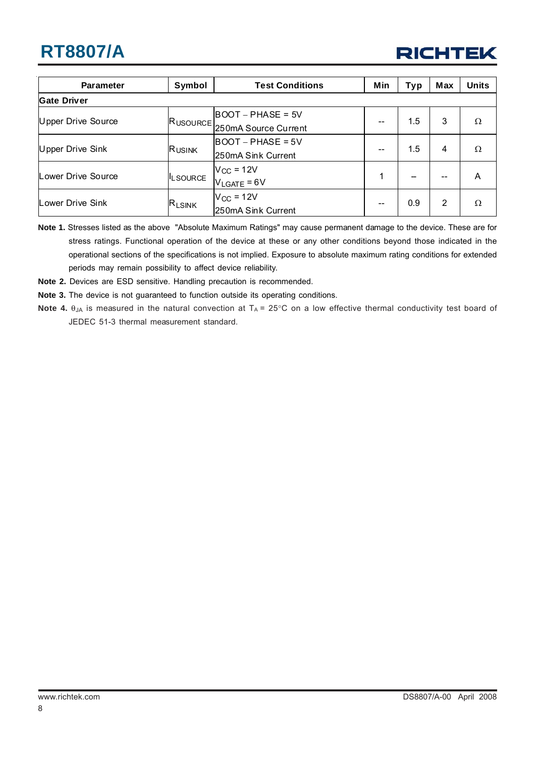| Parameter | Symbol | Test Conditions | Min | Typ | Max | Units |
|---|---|---|---|---|---|---|
| **Gate Driver** | | | | | | |
| Upper Drive Source | $R_{USOURCE}$ | BOOT – PHASE = 5V<br>250mA Source Current | -- | 1.5 | 3 | Ω |
| Upper Drive Sink | $R_{USINK}$ | BOOT – PHASE = 5V<br>250mA Sink Current | -- | 1.5 | 4 | Ω |
| Lower Drive Source | $I_{LSOURCE}$ | $V_{CC}$ = 12V<br>$V_{LGATE}$ = 6V | 1 | -- | -- | A |
| Lower Drive Sink | $R_{LSINK}$ | $V_{CC}$ = 12V<br>250mA Sink Current | -- | 0.9 | 2 | Ω |

**Note 1.** Stresses listed as the above "Absolute Maximum Ratings" may cause permanent damage to the device. These are for stress ratings. Functional operation of the device at these or any other conditions beyond those indicated in the operational sections of the specifications is not implied. Exposure to absolute maximum rating conditions for extended periods may remain possibility to affect device reliability.

**Note 2.** Devices are ESD sensitive. Handling precaution is recommended.

**Note 3.** The device is not guaranteed to function outside its operating conditions.

**Note 4.** $\theta_{JA}$ is measured in the natural convection at $T_A$ = 25°C on a low effective thermal conductivity test board of JEDEC 51-3 thermal measurement standard.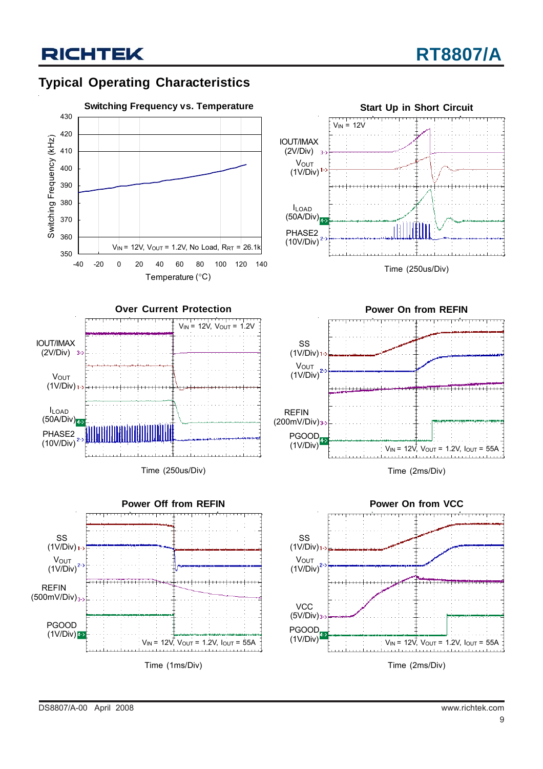## Typical Operating Characteristics

**Switching Frequency vs. Temperature**

Switching Frequency (kHz): 350 – 430

Temperature (°C): -40 – 140

$V_{IN}$ = 12V, $V_{OUT}$ = 1.2V, No Load, $R_{RT}$ = 26.1k

**Start Up in Short Circuit**

$V_{IN}$ = 12V

IOUT/IMAX (2V/Div)

$V_{OUT}$ (1V/Div)

$I_{LOAD}$ (50A/Div)

PHASE2 (10V/Div)

Time (250us/Div)

**Over Current Protection**

$V_{IN}$ = 12V, $V_{OUT}$ = 1.2V

IOUT/IMAX (2V/Div)

$V_{OUT}$ (1V/Div)

$I_{LOAD}$ (50A/Div)

PHASE2 (10V/Div)

Time (250us/Div)

**Power On from REFIN**

SS (1V/Div)

$V_{OUT}$ (1V/Div)

REFIN (200mV/Div)

PGOOD (1V/Div)

$V_{IN}$ = 12V, $V_{OUT}$ = 1.2V, $I_{OUT}$ = 55A

Time (2ms/Div)

**Power Off from REFIN**

SS (1V/Div)

$V_{OUT}$ (1V/Div)

REFIN (500mV/Div)

PGOOD (1V/Div)

$V_{IN}$ = 12V, $V_{OUT}$ = 1.2V, $I_{OUT}$ = 55A

Time (1ms/Div)

**Power On from VCC**

SS (1V/Div)

$V_{OUT}$ (1V/Div)

VCC (5V/Div)

PGOOD (1V/Div)

$V_{IN}$ = 12V, $V_{OUT}$ = 1.2V, $I_{OUT}$ = 55A

Time (2ms/Div)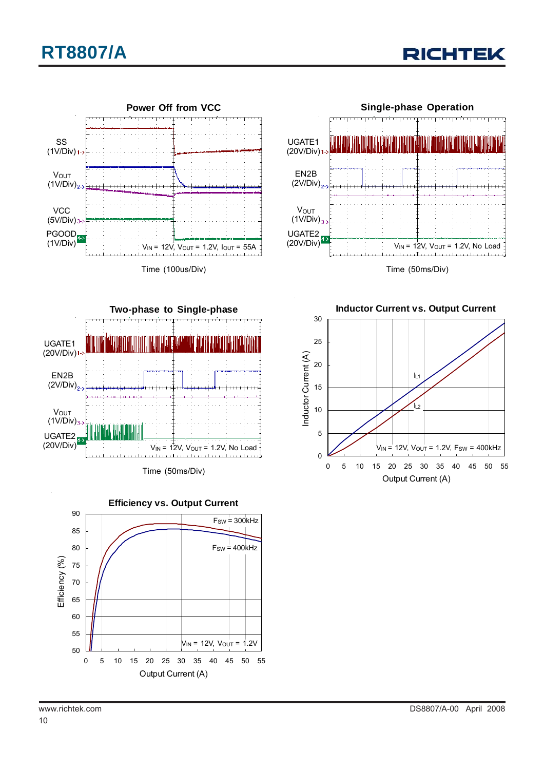**Power Off from VCC**

SS (1V/Div)

$V_{OUT}$ (1V/Div)

VCC (5V/Div)

PGOOD (1V/Div)

$V_{IN}$ = 12V, $V_{OUT}$ = 1.2V, $I_{OUT}$ = 55A

Time (100us/Div)

**Single-phase Operation**

UGATE1 (20V/Div)

EN2B (2V/Div)

$V_{OUT}$ (1V/Div)

UGATE2 (20V/Div)

$V_{IN}$ = 12V, $V_{OUT}$ = 1.2V, No Load

Time (50ms/Div)

**Two-phase to Single-phase**

UGATE1 (20V/Div)

EN2B (2V/Div)

$V_{OUT}$ (1V/Div)

UGATE2 (20V/Div)

$V_{IN}$ = 12V, $V_{OUT}$ = 1.2V, No Load

Time (50ms/Div)

**Inductor Current vs. Output Current**

Inductor Current (A)

$I_{L1}$

$I_{L2}$

$V_{IN}$ = 12V, $V_{OUT}$ = 1.2V, $F_{SW}$ = 400kHz

Output Current (A)

**Efficiency vs. Output Current**

Efficiency (%)

$F_{SW}$ = 300kHz

$F_{SW}$ = 400kHz

$V_{IN}$ = 12V, $V_{OUT}$ = 1.2V

Output Current (A)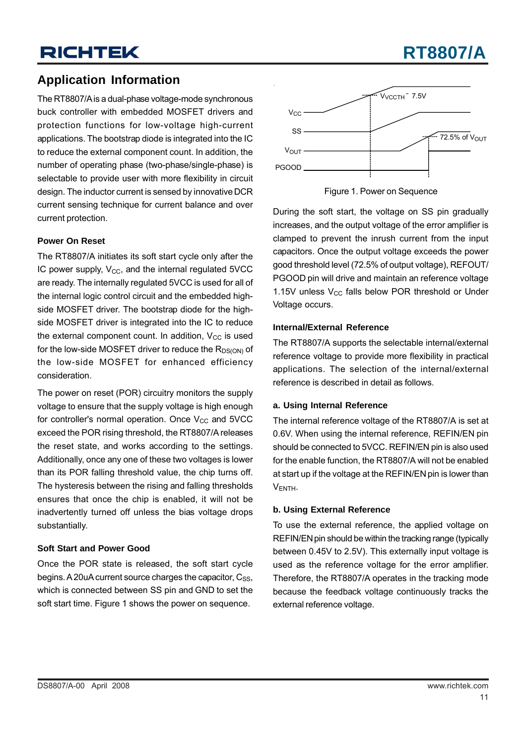## Application Information

The RT8807/A is a dual-phase voltage-mode synchronous buck controller with embedded MOSFET drivers and protection functions for low-voltage high-current applications. The bootstrap diode is integrated into the IC to reduce the external component count. In addition, the number of operating phase (two-phase/single-phase) is selectable to provide user with more flexibility in circuit design. The inductor current is sensed by innovative DCR current sensing technique for current balance and over current protection.

### Power On Reset

The RT8807/A initiates its soft start cycle only after the IC power supply, $V_{CC}$, and the internal regulated 5VCC are ready. The internally regulated 5VCC is used for all of the internal logic control circuit and the embedded high-side MOSFET driver. The bootstrap diode for the high-side MOSFET driver is integrated into the IC to reduce the external component count. In addition, $V_{CC}$ is used for the low-side MOSFET driver to reduce the $R_{DS(ON)}$ of the low-side MOSFET for enhanced efficiency consideration.

The power on reset (POR) circuitry monitors the supply voltage to ensure that the supply voltage is high enough for controller's normal operation. Once $V_{CC}$ and 5VCC exceed the POR rising threshold, the RT8807/A releases the reset state, and works according to the settings. Additionally, once any one of these two voltages is lower than its POR falling threshold value, the chip turns off. The hysteresis between the rising and falling thresholds ensures that once the chip is enabled, it will not be inadvertently turned off unless the bias voltage drops substantially.

### Soft Start and Power Good

Once the POR state is released, the soft start cycle begins. A 20uA current source charges the capacitor, $C_{SS}$, which is connected between SS pin and GND to set the soft start time. Figure 1 shows the power on sequence.

Figure 1. Power on Sequence

During the soft start, the voltage on SS pin gradually increases, and the output voltage of the error amplifier is clamped to prevent the inrush current from the input capacitors. Once the output voltage exceeds the power good threshold level (72.5% of output voltage), REFOUT/PGOOD pin will drive and maintain an reference voltage 1.15V unless $V_{CC}$ falls below POR threshold or Under Voltage occurs.

### Internal/External Reference

The RT8807/A supports the selectable internal/external reference voltage to provide more flexibility in practical applications. The selection of the internal/external reference is described in detail as follows.

### a. Using Internal Reference

The internal reference voltage of the RT8807/A is set at 0.6V. When using the internal reference, REFIN/EN pin should be connected to 5VCC. REFIN/EN pin is also used for the enable function, the RT8807/A will not be enabled at start up if the voltage at the REFIN/EN pin is lower than $V_{ENTH}$.

### b. Using External Reference

To use the external reference, the applied voltage on REFIN/EN pin should be within the tracking range (typically between 0.45V to 2.5V). This externally input voltage is used as the reference voltage for the error amplifier. Therefore, the RT8807/A operates in the tracking mode because the feedback voltage continuously tracks the external reference voltage.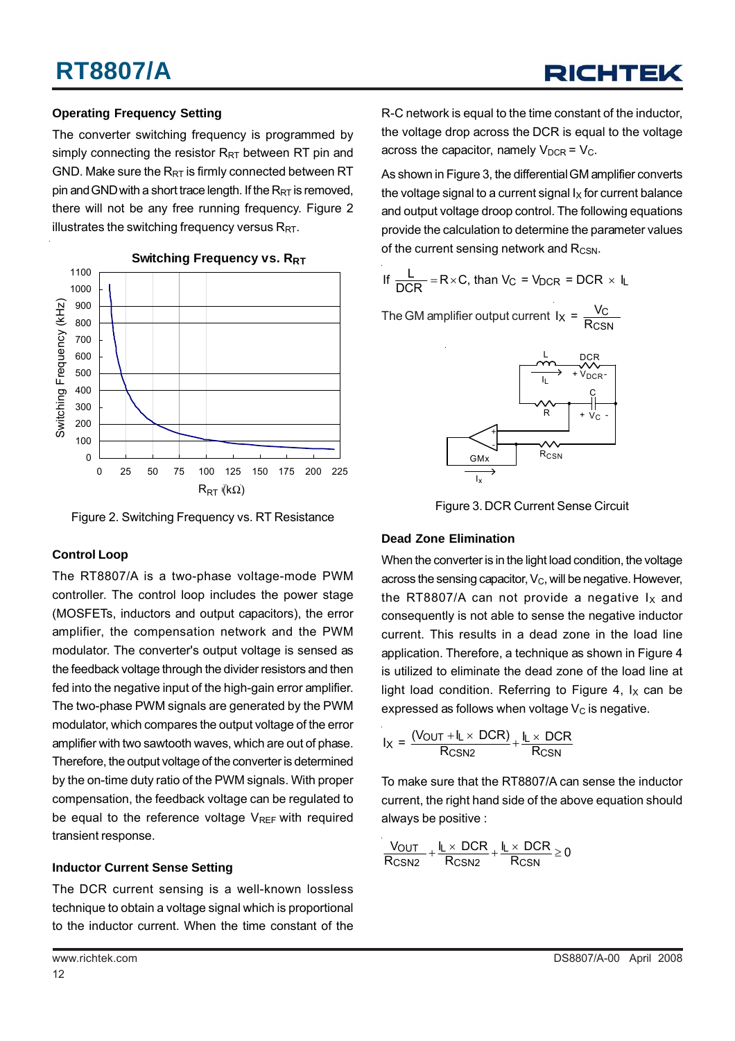## Operating Frequency Setting

The converter switching frequency is programmed by simply connecting the resistor $R_{RT}$ between RT pin and GND. Make sure the $R_{RT}$ is firmly connected between RT pin and GND with a short trace length. If the $R_{RT}$ is removed, there will not be any free running frequency. Figure 2 illustrates the switching frequency versus $R_{RT}$.

Figure 2. Switching Frequency vs. RT Resistance

## Control Loop

The RT8807/A is a two-phase voltage-mode PWM controller. The control loop includes the power stage (MOSFETs, inductors and output capacitors), the error amplifier, the compensation network and the PWM modulator. The converter's output voltage is sensed as the feedback voltage through the divider resistors and then fed into the negative input of the high-gain error amplifier. The two-phase PWM signals are generated by the PWM modulator, which compares the output voltage of the error amplifier with two sawtooth waves, which are out of phase. Therefore, the output voltage of the converter is determined by the on-time duty ratio of the PWM signals. With proper compensation, the feedback voltage can be regulated to be equal to the reference voltage $V_{REF}$ with required transient response.

## Inductor Current Sense Setting

The DCR current sensing is a well-known lossless technique to obtain a voltage signal which is proportional to the inductor current. When the time constant of the R-C network is equal to the time constant of the inductor, the voltage drop across the DCR is equal to the voltage across the capacitor, namely $V_{DCR} = V_C$.

As shown in Figure 3, the differential GM amplifier converts the voltage signal to a current signal $I_X$ for current balance and output voltage droop control. The following equations provide the calculation to determine the parameter values of the current sensing network and $R_{CSN}$.

If $\frac{L}{DCR} = R \times C$, than $V_C = V_{DCR} = DCR \times I_L$

The GM amplifier output current $I_X = \frac{V_C}{R_{CSN}}$

Figure 3. DCR Current Sense Circuit

## Dead Zone Elimination

When the converter is in the light load condition, the voltage across the sensing capacitor, $V_C$, will be negative. However, the RT8807/A can not provide a negative $I_X$ and consequently is not able to sense the negative inductor current. This results in a dead zone in the load line application. Therefore, a technique as shown in Figure 4 is utilized to eliminate the dead zone of the load line at light load condition. Referring to Figure 4, $I_X$ can be expressed as follows when voltage $V_C$ is negative.

$$I_X = \frac{(V_{OUT} + I_L \times DCR)}{R_{CSN2}} + \frac{I_L \times DCR}{R_{CSN}}$$

To make sure that the RT8807/A can sense the inductor current, the right hand side of the above equation should always be positive :

$$\frac{V_{OUT}}{R_{CSN2}} + \frac{I_L \times DCR}{R_{CSN2}} + \frac{I_L \times DCR}{R_{CSN}} \geq 0$$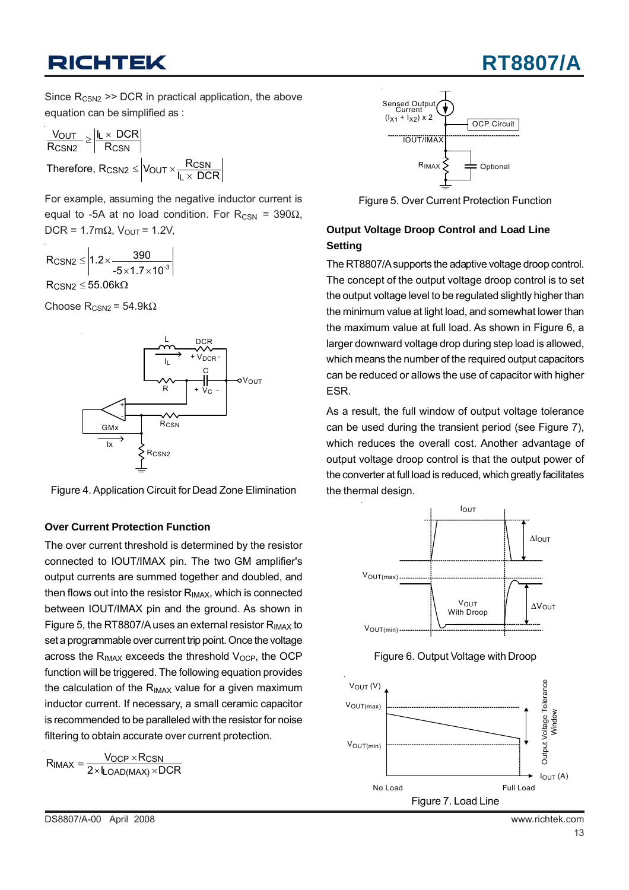Since $R_{CSN2}$ >> DCR in practical application, the above equation can be simplified as :

$$\frac{V_{OUT}}{R_{CSN2}} \geq \left| \frac{I_L \times DCR}{R_{CSN}} \right|$$

Therefore, $R_{CSN2} \leq \left| V_{OUT} \times \frac{R_{CSN}}{I_L \times DCR} \right|$

For example, assuming the negative inductor current is equal to -5A at no load condition. For $R_{CSN}$ = 390Ω, DCR = 1.7mΩ, $V_{OUT}$ = 1.2V,

$$R_{CSN2} \leq \left| 1.2 \times \frac{390}{-5 \times 1.7 \times 10^{-3}} \right|$$

$$R_{CSN2} \leq 55.06\text{k}\Omega$$

Choose $R_{CSN2}$ = 54.9kΩ

Figure 4. Application Circuit for Dead Zone Elimination

### Over Current Protection Function

The over current threshold is determined by the resistor connected to IOUT/IMAX pin. The two GM amplifier's output currents are summed together and doubled, and then flows out into the resistor $R_{IMAX}$, which is connected between IOUT/IMAX pin and the ground. As shown in Figure 5, the RT8807/A uses an external resistor $R_{IMAX}$ to set a programmable over current trip point. Once the voltage across the $R_{IMAX}$ exceeds the threshold $V_{OCP}$, the OCP function will be triggered. The following equation provides the calculation of the $R_{IMAX}$ value for a given maximum inductor current. If necessary, a small ceramic capacitor is recommended to be paralleled with the resistor for noise filtering to obtain accurate over current protection.

$$R_{IMAX} = \frac{V_{OCP} \times R_{CSN}}{2 \times I_{LOAD(MAX)} \times DCR}$$

Figure 5. Over Current Protection Function

### Output Voltage Droop Control and Load Line Setting

The RT8807/A supports the adaptive voltage droop control. The concept of the output voltage droop control is to set the output voltage level to be regulated slightly higher than the minimum value at light load, and somewhat lower than the maximum value at full load. As shown in Figure 6, a larger downward voltage drop during step load is allowed, which means the number of the required output capacitors can be reduced or allows the use of capacitor with higher ESR.

As a result, the full window of output voltage tolerance can be used during the transient period (see Figure 7), which reduces the overall cost. Another advantage of output voltage droop control is that the output power of the converter at full load is reduced, which greatly facilitates the thermal design.

Figure 6. Output Voltage with Droop

Figure 7. Load Line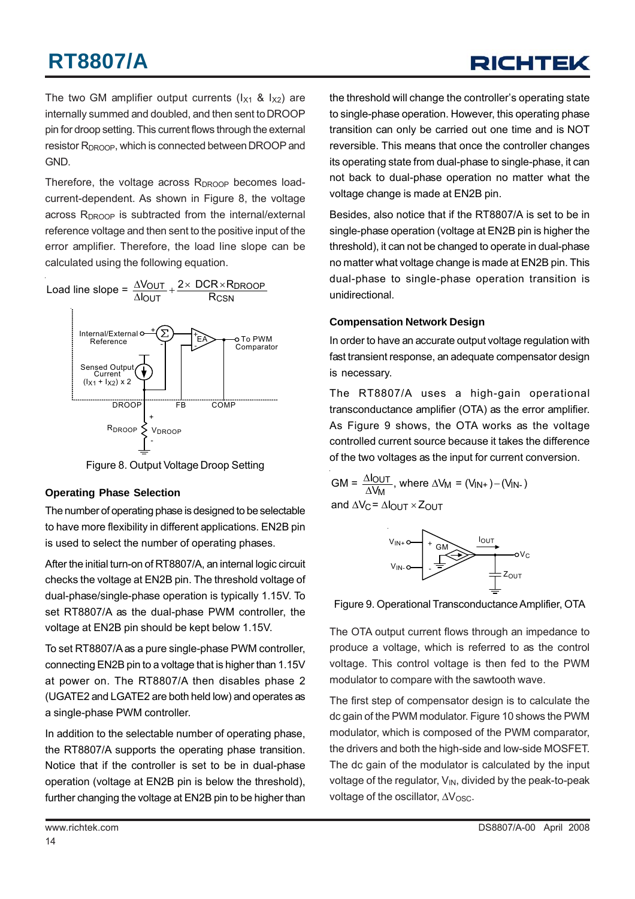The two GM amplifier output currents ($I_{X1}$ & $I_{X2}$) are internally summed and doubled, and then sent to DROOP pin for droop setting. This current flows through the external resistor $R_{DROOP}$, which is connected between DROOP and GND.

Therefore, the voltage across $R_{DROOP}$ becomes load-current-dependent. As shown in Figure 8, the voltage across $R_{DROOP}$ is subtracted from the internal/external reference voltage and then sent to the positive input of the error amplifier. Therefore, the load line slope can be calculated using the following equation.

$$\text{Load line slope} = \frac{\Delta V_{OUT}}{\Delta I_{OUT}} + \frac{2 \times DCR \times R_{DROOP}}{R_{CSN}}$$

Figure 8. Output Voltage Droop Setting

### Operating Phase Selection

The number of operating phase is designed to be selectable to have more flexibility in different applications. EN2B pin is used to select the number of operating phases.

After the initial turn-on of RT8807/A, an internal logic circuit checks the voltage at EN2B pin. The threshold voltage of dual-phase/single-phase operation is typically 1.15V. To set RT8807/A as the dual-phase PWM controller, the voltage at EN2B pin should be kept below 1.15V.

To set RT8807/A as a pure single-phase PWM controller, connecting EN2B pin to a voltage that is higher than 1.15V at power on. The RT8807/A then disables phase 2 (UGATE2 and LGATE2 are both held low) and operates as a single-phase PWM controller.

In addition to the selectable number of operating phase, the RT8807/A supports the operating phase transition. Notice that if the controller is set to be in dual-phase operation (voltage at EN2B pin is below the threshold), further changing the voltage at EN2B pin to be higher than the threshold will change the controller's operating state to single-phase operation. However, this operating phase transition can only be carried out one time and is NOT reversible. This means that once the controller changes its operating state from dual-phase to single-phase, it can not back to dual-phase operation no matter what the voltage change is made at EN2B pin.

Besides, also notice that if the RT8807/A is set to be in single-phase operation (voltage at EN2B pin is higher the threshold), it can not be changed to operate in dual-phase no matter what voltage change is made at EN2B pin. This dual-phase to single-phase operation transition is unidirectional.

### Compensation Network Design

In order to have an accurate output voltage regulation with fast transient response, an adequate compensator design is necessary.

The RT8807/A uses a high-gain operational transconductance amplifier (OTA) as the error amplifier. As Figure 9 shows, the OTA works as the voltage controlled current source because it takes the difference of the two voltages as the input for current conversion.

$$GM = \frac{\Delta I_{OUT}}{\Delta V_M}, \text{ where } \Delta V_M = (V_{IN+}) - (V_{IN-})$$

$$\text{and } \Delta V_C = \Delta I_{OUT} \times Z_{OUT}$$

Figure 9. Operational Transconductance Amplifier, OTA

The OTA output current flows through an impedance to produce a voltage, which is referred to as the control voltage. This control voltage is then fed to the PWM modulator to compare with the sawtooth wave.

The first step of compensator design is to calculate the dc gain of the PWM modulator. Figure 10 shows the PWM modulator, which is composed of the PWM comparator, the drivers and both the high-side and low-side MOSFET. The dc gain of the modulator is calculated by the input voltage of the regulator, $V_{IN}$, divided by the peak-to-peak voltage of the oscillator, $\Delta V_{OSC}$.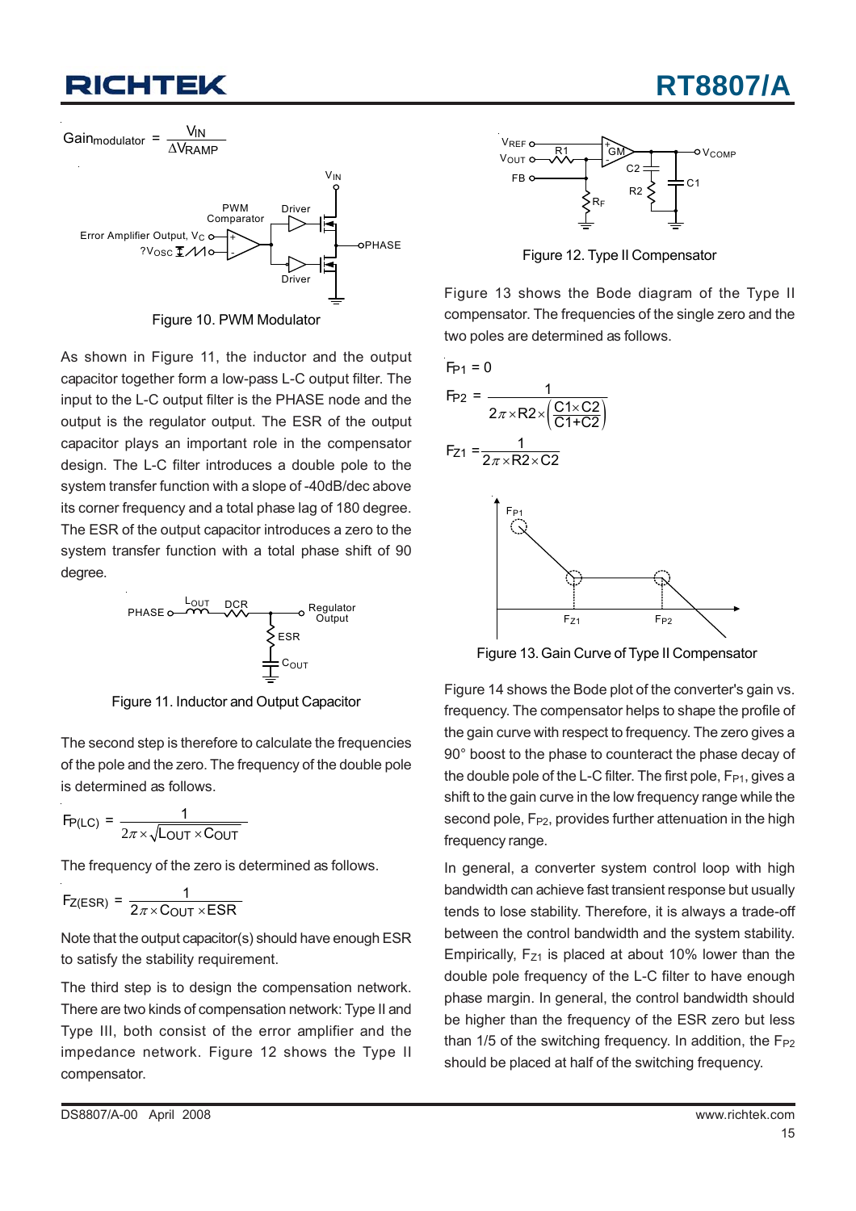$$Gain_{modulator} = \frac{V_{IN}}{\Delta V_{RAMP}}$$

Figure 10. PWM Modulator

As shown in Figure 11, the inductor and the output capacitor together form a low-pass L-C output filter. The input to the L-C output filter is the PHASE node and the output is the regulator output. The ESR of the output capacitor plays an important role in the compensator design. The L-C filter introduces a double pole to the system transfer function with a slope of -40dB/dec above its corner frequency and a total phase lag of 180 degree. The ESR of the output capacitor introduces a zero to the system transfer function with a total phase shift of 90 degree.

Figure 11. Inductor and Output Capacitor

The second step is therefore to calculate the frequencies of the pole and the zero. The frequency of the double pole is determined as follows.

$$F_{P(LC)} = \frac{1}{2\pi \times \sqrt{L_{OUT} \times C_{OUT}}}$$

The frequency of the zero is determined as follows.

$$F_{Z(ESR)} = \frac{1}{2\pi \times C_{OUT} \times ESR}$$

Note that the output capacitor(s) should have enough ESR to satisfy the stability requirement.

The third step is to design the compensation network. There are two kinds of compensation network: Type II and Type III, both consist of the error amplifier and the impedance network. Figure 12 shows the Type II compensator.

Figure 12. Type II Compensator

Figure 13 shows the Bode diagram of the Type II compensator. The frequencies of the single zero and the two poles are determined as follows.

$$F_{P1} = 0$$

$$F_{P2} = \frac{1}{2\pi \times R2 \times \left(\frac{C1 \times C2}{C1 + C2}\right)}$$

$$F_{Z1} = \frac{1}{2\pi \times R2 \times C2}$$

Figure 13. Gain Curve of Type II Compensator

Figure 14 shows the Bode plot of the converter's gain vs. frequency. The compensator helps to shape the profile of the gain curve with respect to frequency. The zero gives a 90° boost to the phase to counteract the phase decay of the double pole of the L-C filter. The first pole, $F_{P1}$, gives a shift to the gain curve in the low frequency range while the second pole, $F_{P2}$, provides further attenuation in the high frequency range.

In general, a converter system control loop with high bandwidth can achieve fast transient response but usually tends to lose stability. Therefore, it is always a trade-off between the control bandwidth and the system stability. Empirically, $F_{Z1}$ is placed at about 10% lower than the double pole frequency of the L-C filter to have enough phase margin. In general, the control bandwidth should be higher than the frequency of the ESR zero but less than 1/5 of the switching frequency. In addition, the $F_{P2}$ should be placed at half of the switching frequency.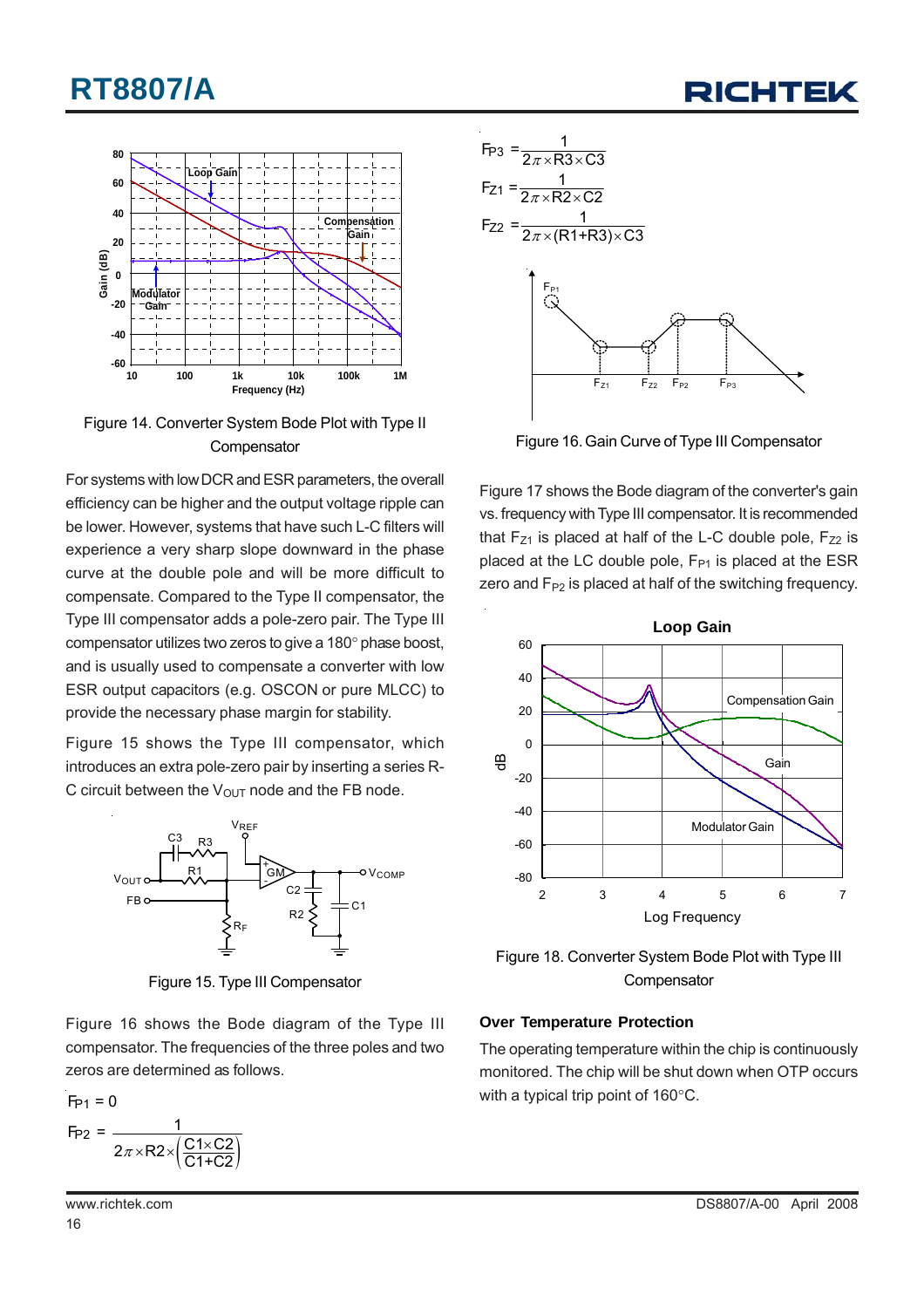Figure 14. Converter System Bode Plot with Type II Compensator

For systems with low DCR and ESR parameters, the overall efficiency can be higher and the output voltage ripple can be lower. However, systems that have such L-C filters will experience a very sharp slope downward in the phase curve at the double pole and will be more difficult to compensate. Compared to the Type II compensator, the Type III compensator adds a pole-zero pair. The Type III compensator utilizes two zeros to give a 180° phase boost, and is usually used to compensate a converter with low ESR output capacitors (e.g. OSCON or pure MLCC) to provide the necessary phase margin for stability.

Figure 15 shows the Type III compensator, which introduces an extra pole-zero pair by inserting a series R-C circuit between the $V_{OUT}$ node and the FB node.

Figure 15. Type III Compensator

Figure 16 shows the Bode diagram of the Type III compensator. The frequencies of the three poles and two zeros are determined as follows.

$$F_{P1} = 0$$

$$F_{P2} = \frac{1}{2\pi \times R2 \times \left(\frac{C1 \times C2}{C1 + C2}\right)}$$

$$F_{P3} = \frac{1}{2\pi \times R3 \times C3}$$

$$F_{Z1} = \frac{1}{2\pi \times R2 \times C2}$$

$$F_{Z2} = \frac{1}{2\pi \times (R1 + R3) \times C3}$$

Figure 16. Gain Curve of Type III Compensator

Figure 17 shows the Bode diagram of the converter's gain vs. frequency with Type III compensator. It is recommended that $F_{Z1}$ is placed at half of the L-C double pole, $F_{Z2}$ is placed at the LC double pole, $F_{P1}$ is placed at the ESR zero and $F_{P2}$ is placed at half of the switching frequency.

Figure 18. Converter System Bode Plot with Type III Compensator

## Over Temperature Protection

The operating temperature within the chip is continuously monitored. The chip will be shut down when OTP occurs with a typical trip point of 160°C.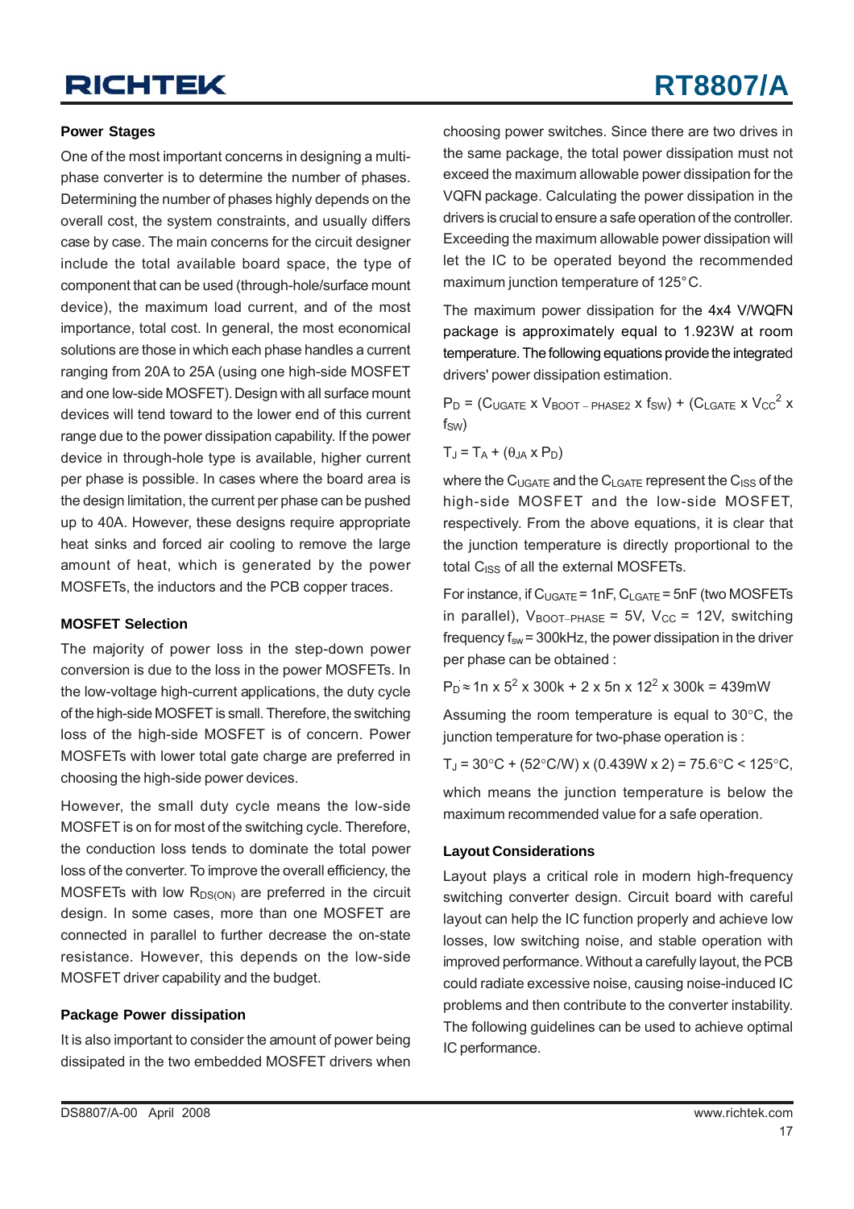### Power Stages

One of the most important concerns in designing a multi-phase converter is to determine the number of phases. Determining the number of phases highly depends on the overall cost, the system constraints, and usually differs case by case. The main concerns for the circuit designer include the total available board space, the type of component that can be used (through-hole/surface mount device), the maximum load current, and of the most importance, total cost. In general, the most economical solutions are those in which each phase handles a current ranging from 20A to 25A (using one high-side MOSFET and one low-side MOSFET). Design with all surface mount devices will tend toward to the lower end of this current range due to the power dissipation capability. If the power device in through-hole type is available, higher current per phase is possible. In cases where the board area is the design limitation, the current per phase can be pushed up to 40A. However, these designs require appropriate heat sinks and forced air cooling to remove the large amount of heat, which is generated by the power MOSFETs, the inductors and the PCB copper traces.

### MOSFET Selection

The majority of power loss in the step-down power conversion is due to the loss in the power MOSFETs. In the low-voltage high-current applications, the duty cycle of the high-side MOSFET is small. Therefore, the switching loss of the high-side MOSFET is of concern. Power MOSFETs with lower total gate charge are preferred in choosing the high-side power devices.

However, the small duty cycle means the low-side MOSFET is on for most of the switching cycle. Therefore, the conduction loss tends to dominate the total power loss of the converter. To improve the overall efficiency, the MOSFETs with low $R_{DS(ON)}$ are preferred in the circuit design. In some cases, more than one MOSFET are connected in parallel to further decrease the on-state resistance. However, this depends on the low-side MOSFET driver capability and the budget.

### Package Power dissipation

It is also important to consider the amount of power being dissipated in the two embedded MOSFET drivers when choosing power switches. Since there are two drives in the same package, the total power dissipation must not exceed the maximum allowable power dissipation for the VQFN package. Calculating the power dissipation in the drivers is crucial to ensure a safe operation of the controller. Exceeding the maximum allowable power dissipation will let the IC to be operated beyond the recommended maximum junction temperature of 125°C.

The maximum power dissipation for the 4x4 V/WQFN package is approximately equal to 1.923W at room temperature. The following equations provide the integrated drivers' power dissipation estimation.

$$P_D = (C_{UGATE} \times V_{BOOT-PHASE2} \times f_{SW}) + (C_{LGATE} \times V_{CC}^2 \times f_{SW})$$

$$T_J = T_A + (\theta_{JA} \times P_D)$$

where the $C_{UGATE}$ and the $C_{LGATE}$ represent the $C_{ISS}$ of the high-side MOSFET and the low-side MOSFET, respectively. From the above equations, it is clear that the junction temperature is directly proportional to the total $C_{ISS}$ of all the external MOSFETs.

For instance, if $C_{UGATE}$ = 1nF, $C_{LGATE}$ = 5nF (two MOSFETs in parallel), $V_{BOOT-PHASE}$ = 5V, $V_{CC}$ = 12V, switching frequency $f_{sw}$ = 300kHz, the power dissipation in the driver per phase can be obtained :

$$P_D \approx 1n \times 5^2 \times 300k + 2 \times 5n \times 12^2 \times 300k = 439mW$$

Assuming the room temperature is equal to 30°C, the junction temperature for two-phase operation is :

$$T_J = 30°C + (52°C/W) \times (0.439W \times 2) = 75.6°C < 125°C,$$

which means the junction temperature is below the maximum recommended value for a safe operation.

### Layout Considerations

Layout plays a critical role in modern high-frequency switching converter design. Circuit board with careful layout can help the IC function properly and achieve low losses, low switching noise, and stable operation with improved performance. Without a carefully layout, the PCB could radiate excessive noise, causing noise-induced IC problems and then contribute to the converter instability. The following guidelines can be used to achieve optimal IC performance.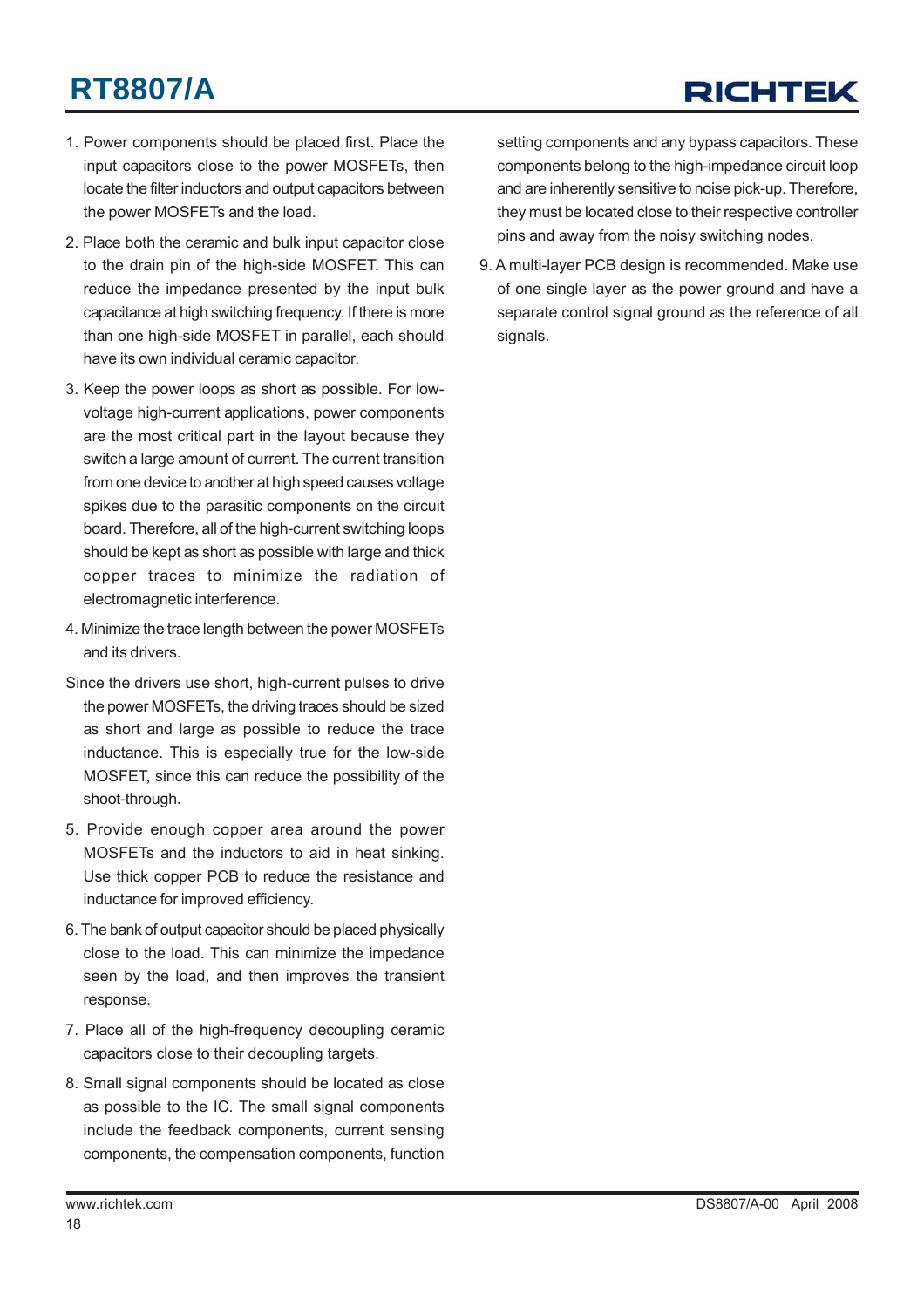1. Power components should be placed first. Place the input capacitors close to the power MOSFETs, then locate the filter inductors and output capacitors between the power MOSFETs and the load.

2. Place both the ceramic and bulk input capacitor close to the drain pin of the high-side MOSFET. This can reduce the impedance presented by the input bulk capacitance at high switching frequency. If there is more than one high-side MOSFET in parallel, each should have its own individual ceramic capacitor.

3. Keep the power loops as short as possible. For low-voltage high-current applications, power components are the most critical part in the layout because they switch a large amount of current. The current transition from one device to another at high speed causes voltage spikes due to the parasitic components on the circuit board. Therefore, all of the high-current switching loops should be kept as short as possible with large and thick copper traces to minimize the radiation of electromagnetic interference.

4. Minimize the trace length between the power MOSFETs and its drivers.

Since the drivers use short, high-current pulses to drive the power MOSFETs, the driving traces should be sized as short and large as possible to reduce the trace inductance. This is especially true for the low-side MOSFET, since this can reduce the possibility of the shoot-through.

5. Provide enough copper area around the power MOSFETs and the inductors to aid in heat sinking. Use thick copper PCB to reduce the resistance and inductance for improved efficiency.

6. The bank of output capacitor should be placed physically close to the load. This can minimize the impedance seen by the load, and then improves the transient response.

7. Place all of the high-frequency decoupling ceramic capacitors close to their decoupling targets.

8. Small signal components should be located as close as possible to the IC. The small signal components include the feedback components, current sensing components, the compensation components, function setting components and any bypass capacitors. These components belong to the high-impedance circuit loop and are inherently sensitive to noise pick-up. Therefore, they must be located close to their respective controller pins and away from the noisy switching nodes.

9. A multi-layer PCB design is recommended. Make use of one single layer as the power ground and have a separate control signal ground as the reference of all signals.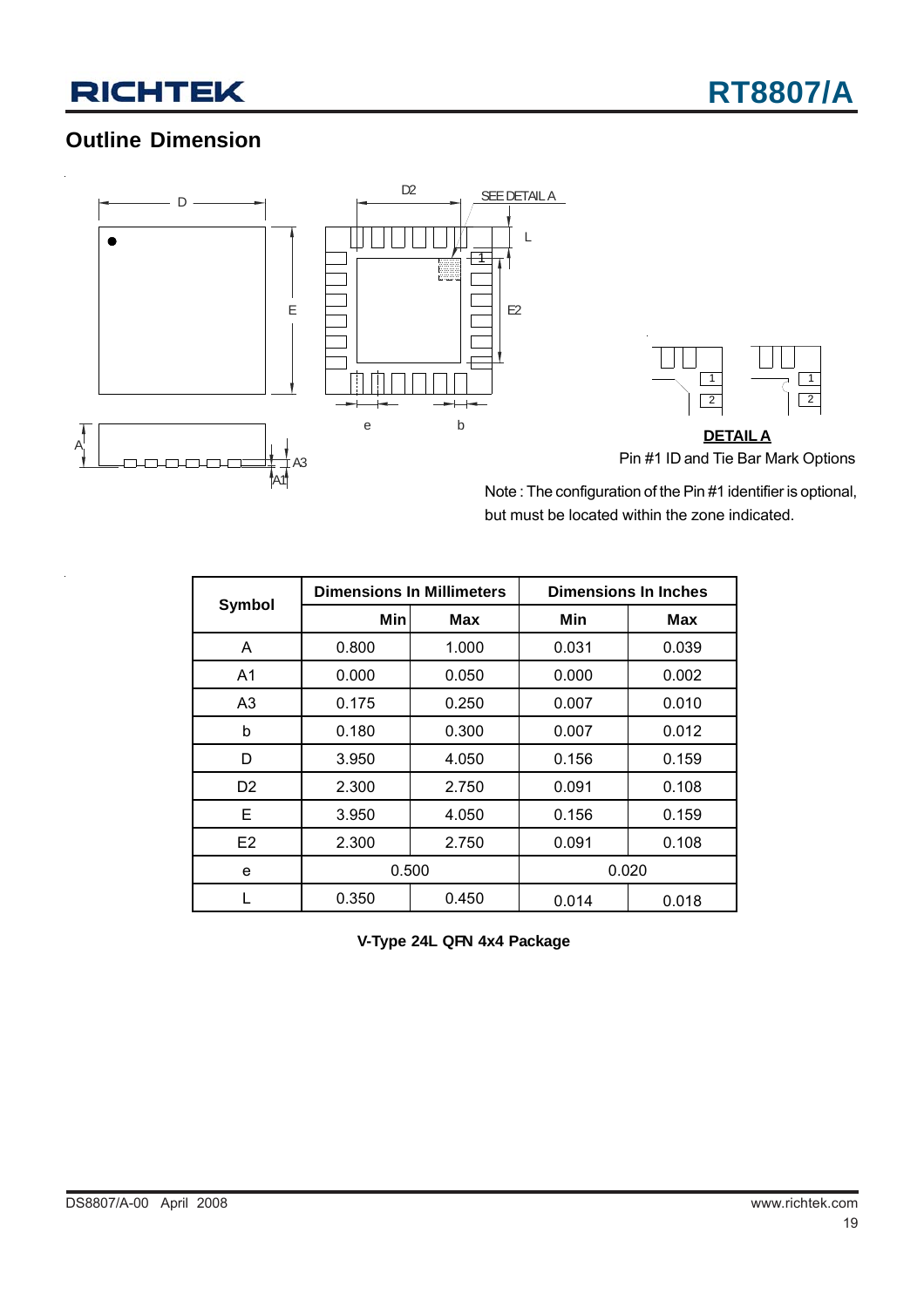## Outline Dimension

**DETAIL A**

Pin #1 ID and Tie Bar Mark Options

Note : The configuration of the Pin #1 identifier is optional, but must be located within the zone indicated.

| Symbol | Dimensions In Millimeters | | Dimensions In Inches | |
|---|---|---|---|---|
| | Min | Max | Min | Max |
| A | 0.800 | 1.000 | 0.031 | 0.039 |
| A1 | 0.000 | 0.050 | 0.000 | 0.002 |
| A3 | 0.175 | 0.250 | 0.007 | 0.010 |
| b | 0.180 | 0.300 | 0.007 | 0.012 |
| D | 3.950 | 4.050 | 0.156 | 0.159 |
| D2 | 2.300 | 2.750 | 0.091 | 0.108 |
| E | 3.950 | 4.050 | 0.156 | 0.159 |
| E2 | 2.300 | 2.750 | 0.091 | 0.108 |
| e | 0.500 | | 0.020 | |
| L | 0.350 | 0.450 | 0.014 | 0.018 |

**V-Type 24L QFN 4x4 Package**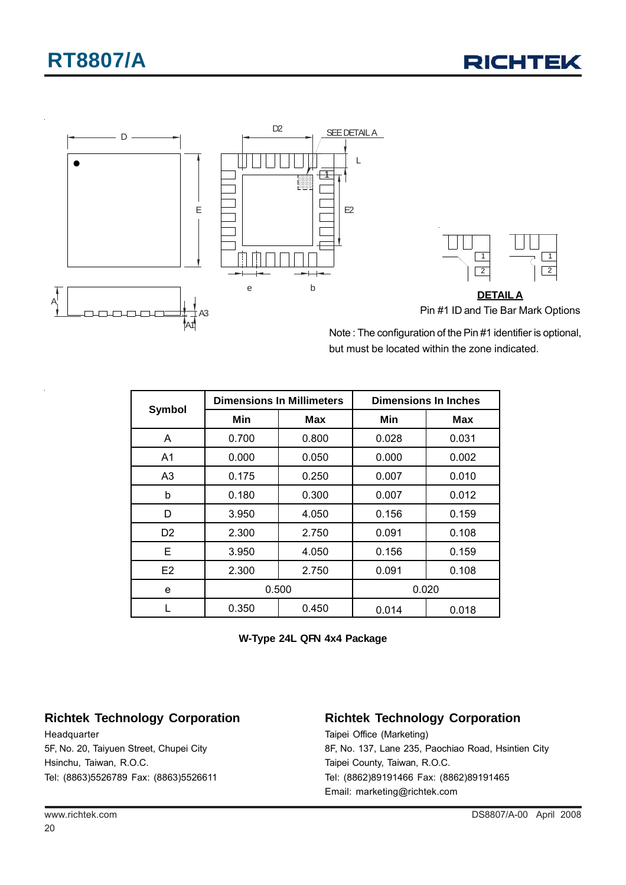DETAIL A

Pin #1 ID and Tie Bar Mark Options

Note : The configuration of the Pin #1 identifier is optional, but must be located within the zone indicated.

| Symbol | Dimensions In Millimeters | | Dimensions In Inches | |
|---|---|---|---|---|
| | Min | Max | Min | Max |
| A | 0.700 | 0.800 | 0.028 | 0.031 |
| A1 | 0.000 | 0.050 | 0.000 | 0.002 |
| A3 | 0.175 | 0.250 | 0.007 | 0.010 |
| b | 0.180 | 0.300 | 0.007 | 0.012 |
| D | 3.950 | 4.050 | 0.156 | 0.159 |
| D2 | 2.300 | 2.750 | 0.091 | 0.108 |
| E | 3.950 | 4.050 | 0.156 | 0.159 |
| E2 | 2.300 | 2.750 | 0.091 | 0.108 |
| e | 0.500 | | 0.020 | |
| L | 0.350 | 0.450 | 0.014 | 0.018 |

**W-Type 24L QFN 4x4 Package**

## Richtek Technology Corporation

Headquarter
5F, No. 20, Taiyuen Street, Chupei City
Hsinchu, Taiwan, R.O.C.
Tel: (8863)5526789 Fax: (8863)5526611

## Richtek Technology Corporation

Taipei Office (Marketing)
8F, No. 137, Lane 235, Paochiao Road, Hsintien City
Taipei County, Taiwan, R.O.C.
Tel: (8862)89191466 Fax: (8862)89191465
Email: marketing@richtek.com